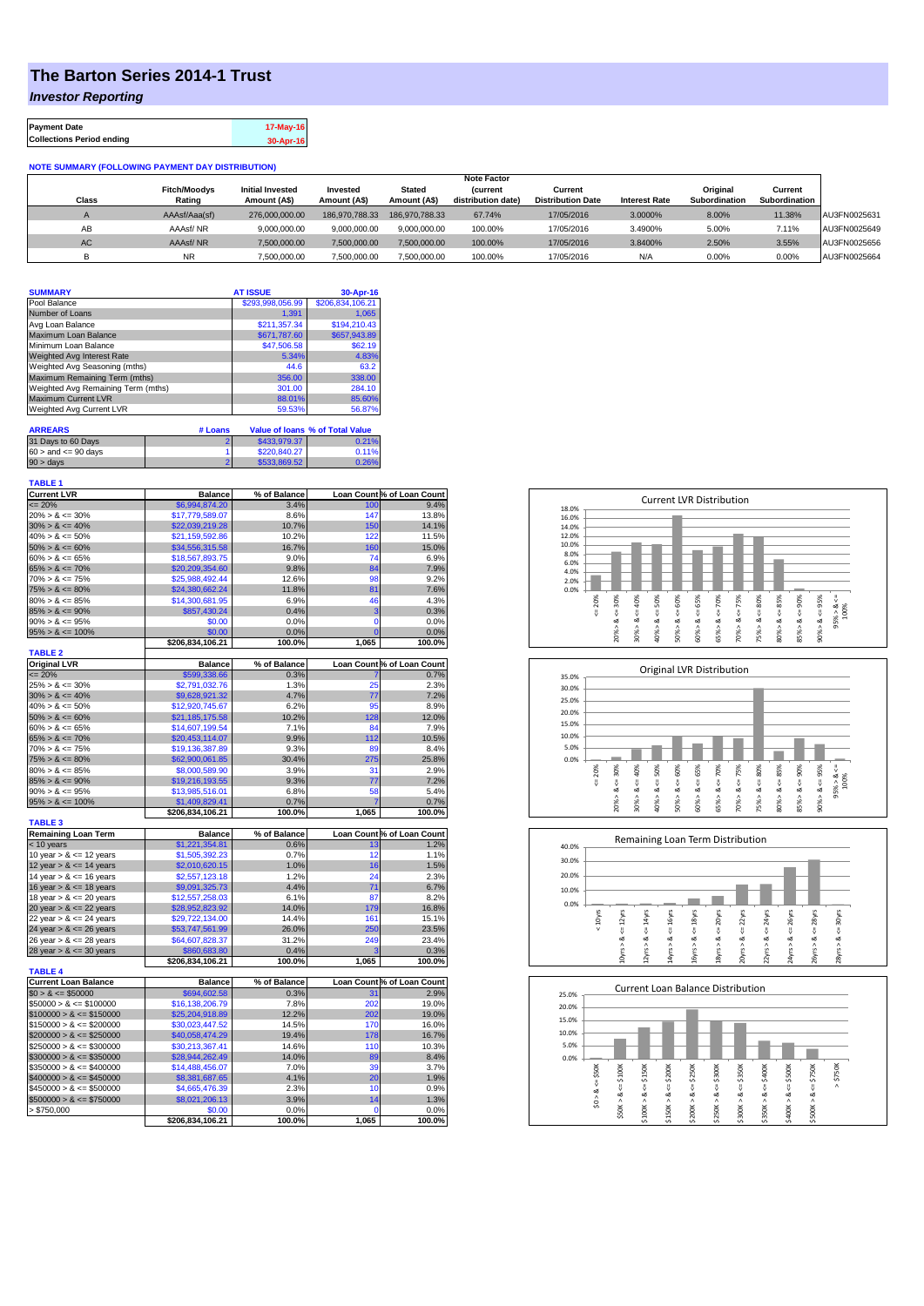# The Barton Series 2014-1 Trust

## *Investor Reporting*

| Payment Date | 17-May-16 |
|---|---|
| Collections Period ending | 30-Apr-16 |

**NOTE SUMMARY (FOLLOWING PAYMENT DAY DISTRIBUTION)**

| Class | Fitch/Moodys Rating | Initial Invested Amount (A$) | Invested Amount (A$) | Stated Amount (A$) | Note Factor (current distribution date) | Current Distribution Date | Interest Rate | Original Subordination | Current Subordination | |
|---|---|---|---|---|---|---|---|---|---|---|
| A | AAAsf/Aaa(sf) | 276,000,000.00 | 186,970,788.33 | 186,970,788.33 | 67.74% | 17/05/2016 | 3.0000% | 8.00% | 11.38% | AU3FN0025631 |
| AB | AAAsf/ NR | 9,000,000.00 | 9,000,000.00 | 9,000,000.00 | 100.00% | 17/05/2016 | 3.4900% | 5.00% | 7.11% | AU3FN0025649 |
| AC | AAAsf/ NR | 7,500,000.00 | 7,500,000.00 | 7,500,000.00 | 100.00% | 17/05/2016 | 3.8400% | 2.50% | 3.55% | AU3FN0025656 |
| B | NR | 7,500,000.00 | 7,500,000.00 | 7,500,000.00 | 100.00% | 17/05/2016 | N/A | 0.00% | 0.00% | AU3FN0025664 |

| SUMMARY | AT ISSUE | 30-Apr-16 |
|---|---|---|
| Pool Balance | $293,998,056.99 | $206,834,106.21 |
| Number of Loans | 1,391 | 1,065 |
| Avg Loan Balance | $211,357.34 | $194,210.43 |
| Maximum Loan Balance | $671,787.60 | $657,943.89 |
| Minimum Loan Balance | $47,506.58 | $62.19 |
| Weighted Avg Interest Rate | 5.34% | 4.83% |
| Weighted Avg Seasoning (mths) | 44.6 | 63.2 |
| Maximum Remaining Term (mths) | 356.00 | 338.00 |
| Weighted Avg Remaining Term (mths) | 301.00 | 284.10 |
| Maximum Current LVR | 88.01% | 85.60% |
| Weighted Avg Current LVR | 59.53% | 56.87% |

| ARREARS | # Loans | Value of loans | % of Total Value |
|---|---|---|---|
| 31 Days to 60 Days | 2 | $433,979.37 | 0.21% |
| 60 > and <= 90 days | 1 | $220,840.27 | 0.11% |
| 90 > days | 2 | $533,869.52 | 0.26% |

**TABLE 1**

| Current LVR | Balance | % of Balance | Loan Count | % of Loan Count |
|---|---|---|---|---|
| <= 20% | $6,994,874.20 | 3.4% | 100 | 9.4% |
| 20% > & <= 30% | $17,779,589.07 | 8.6% | 147 | 13.8% |
| 30% > & <= 40% | $22,039,219.28 | 10.7% | 150 | 14.1% |
| 40% > & <= 50% | $21,159,592.86 | 10.2% | 122 | 11.5% |
| 50% > & <= 60% | $34,556,315.58 | 16.7% | 160 | 15.0% |
| 60% > & <= 65% | $18,567,893.75 | 9.0% | 74 | 6.9% |
| 65% > & <= 70% | $20,209,354.60 | 9.8% | 84 | 7.9% |
| 70% > & <= 75% | $25,988,492.44 | 12.6% | 98 | 9.2% |
| 75% > & <= 80% | $24,380,662.24 | 11.8% | 81 | 7.6% |
| 80% > & <= 85% | $14,300,681.95 | 6.9% | 46 | 4.3% |
| 85% > & <= 90% | $857,430.24 | 0.4% | 3 | 0.3% |
| 90% > & <= 95% | $0.00 | 0.0% | 0 | 0.0% |
| 95% > & <= 100% | $0.00 | 0.0% | 0 | 0.0% |
| | $206,834,106.21 | 100.0% | 1,065 | 100.0% |

**TABLE 2**

| Original LVR | Balance | % of Balance | Loan Count | % of Loan Count |
|---|---|---|---|---|
| <= 20% | $599,338.66 | 0.3% | 7 | 0.7% |
| 25% > & <= 30% | $2,791,032.76 | 1.3% | 25 | 2.3% |
| 30% > & <= 40% | $9,628,921.32 | 4.7% | 77 | 7.2% |
| 40% > & <= 50% | $12,920,745.67 | 6.2% | 95 | 8.9% |
| 50% > & <= 60% | $21,185,175.58 | 10.2% | 128 | 12.0% |
| 60% > & <= 65% | $14,607,199.54 | 7.1% | 84 | 7.9% |
| 65% > & <= 70% | $20,453,114.07 | 9.9% | 112 | 10.5% |
| 70% > & <= 75% | $19,136,387.89 | 9.3% | 89 | 8.4% |
| 75% > & <= 80% | $62,900,061.85 | 30.4% | 275 | 25.8% |
| 80% > & <= 85% | $8,000,589.90 | 3.9% | 31 | 2.9% |
| 85% > & <= 90% | $19,216,193.55 | 9.3% | 77 | 7.2% |
| 90% > & <= 95% | $13,985,516.01 | 6.8% | 58 | 5.4% |
| 95% > & <= 100% | $1,409,829.41 | 0.7% | 7 | 0.7% |
| | $206,834,106.21 | 100.0% | 1,065 | 100.0% |

**TABLE 3**

| Remaining Loan Term | Balance | % of Balance | Loan Count | % of Loan Count |
|---|---|---|---|---|
| < 10 years | $1,221,354.81 | 0.6% | 13 | 1.2% |
| 10 year > & <= 12 years | $1,505,392.23 | 0.7% | 12 | 1.1% |
| 12 year > & <= 14 years | $2,010,620.15 | 1.0% | 16 | 1.5% |
| 14 year > & <= 16 years | $2,557,123.18 | 1.2% | 24 | 2.3% |
| 16 year > & <= 18 years | $9,091,325.73 | 4.4% | 71 | 6.7% |
| 18 year > & <= 20 years | $12,557,258.03 | 6.1% | 87 | 8.2% |
| 20 year > & <= 22 years | $28,952,823.92 | 14.0% | 179 | 16.8% |
| 22 year > & <= 24 years | $29,722,134.00 | 14.4% | 161 | 15.1% |
| 24 year > & <= 26 years | $53,747,561.99 | 26.0% | 250 | 23.5% |
| 26 year > & <= 28 years | $64,607,828.37 | 31.2% | 249 | 23.4% |
| 28 year > & <= 30 years | $860,683.80 | 0.4% | 3 | 0.3% |
| | $206,834,106.21 | 100.0% | 1,065 | 100.0% |

**TABLE 4**

| Current Loan Balance | Balance | % of Balance | Loan Count | % of Loan Count |
|---|---|---|---|---|
| $0 > & <= $50000 | $694,602.58 | 0.3% | 31 | 2.9% |
| $50000 > & <= $100000 | $16,138,206.79 | 7.8% | 202 | 19.0% |
| $100000 > & <= $150000 | $25,204,918.89 | 12.2% | 202 | 19.0% |
| $150000 > & <= $200000 | $30,023,447.52 | 14.5% | 170 | 16.0% |
| $200000 > & <= $250000 | $40,058,474.29 | 19.4% | 178 | 16.7% |
| $250000 > & <= $300000 | $30,213,367.41 | 14.6% | 110 | 10.3% |
| $300000 > & <= $350000 | $28,944,262.49 | 14.0% | 89 | 8.4% |
| $350000 > & <= $400000 | $14,488,456.07 | 7.0% | 39 | 3.7% |
| $400000 > & <= $450000 | $8,381,687.65 | 4.1% | 20 | 1.9% |
| $450000 > & <= $500000 | $4,665,476.39 | 2.3% | 10 | 0.9% |
| $500000 > & <= $750000 | $8,021,206.13 | 3.9% | 14 | 1.3% |
| > $750,000 | $0.00 | 0.0% | 0 | 0.0% |
| | $206,834,106.21 | 100.0% | 1,065 | 100.0% |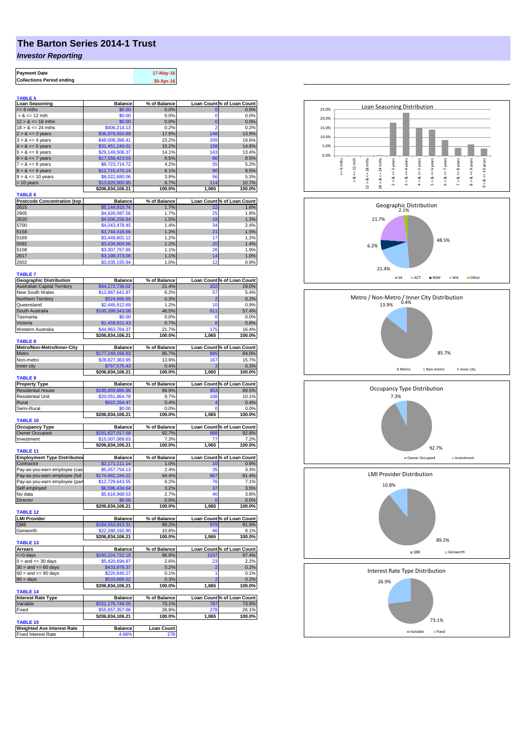# The Barton Series 2014-1 Trust

## *Investor Reporting*

| | |
|---|---|
| **Payment Date** | 17-May-16 |
| **Collections Period ending** | 30-Apr-16 |

**TABLE 5**

| Loan Seasoning | Balance | % of Balance | Loan Count | % of Loan Count |
|---|---|---|---|---|
| <= 6 mths | $0.00 | 0.0% | 0 | 0.0% |
| > & <= 12 mth | $0.00 | 0.0% | 0 | 0.0% |
| 12 > & <= 18 mths | $0.00 | 0.0% | 0 | 0.0% |
| 18 > & <= 24 mths | $406,214.13 | 0.2% | 2 | 0.2% |
| 2 > & <= 3 years | $36,976,550.89 | 17.9% | 148 | 13.9% |
| 3 > & <= 4 years | $48,008,396.41 | 23.2% | 209 | 19.6% |
| 4 > & <= 5 years | $31,451,249.01 | 15.2% | 158 | 14.8% |
| 5 > & <= 6 years | $29,149,506.37 | 14.1% | 143 | 13.4% |
| 6 > & <= 7 years | $17,559,423.53 | 8.5% | 90 | 8.5% |
| 7 > & <= 8 years | $8,723,714.72 | 4.2% | 55 | 5.2% |
| 8 > & <= 9 years | $12,715,470.14 | 6.1% | 90 | 8.5% |
| 9 > & <= 10 years | $8,022,680.06 | 3.9% | 56 | 5.3% |
| > 10 years | $13,820,900.95 | 6.7% | 114 | 10.7% |
| | $206,834,106.21 | 100.0% | 1,065 | 100.0% |

**TABLE 6**

| Postcode Concentration (top | Balance | % of Balance | Loan Count | % of Loan Count |
|---|---|---|---|---|
| 2615 | $5,144,915.74 | 1.7% | 22 | 1.6% |
| 2905 | $4,926,087.56 | 1.7% | 25 | 1.8% |
| 2620 | $4,506,256.64 | 1.5% | 18 | 1.3% |
| 5700 | $4,043,478.45 | 1.4% | 34 | 2.4% |
| 5158 | $3,744,416.66 | 1.3% | 21 | 1.5% |
| 5169 | $3,449,801.12 | 1.2% | 17 | 1.2% |
| 5092 | $3,434,904.66 | 1.2% | 20 | 1.4% |
| 5108 | $3,307,757.85 | 1.1% | 26 | 1.9% |
| 2617 | $3,198,373.08 | 1.1% | 14 | 1.0% |
| 2602 | $3,035,155.94 | 1.0% | 12 | 0.9% |

**TABLE 7**

| Geographic Distribution | Balance | % of Balance | Loan Count | % of Loan Count |
|---|---|---|---|---|
| Australian Capital Territory | $44,172,736.02 | 21.4% | 202 | 19.0% |
| New South Wales | $12,867,641.97 | 6.2% | 57 | 5.4% |
| Northern Territory | $524,666.65 | 0.3% | 2 | 0.2% |
| Queensland | $2,445,912.69 | 1.2% | 10 | 0.9% |
| South Australia | $100,399,543.08 | 48.5% | 611 | 57.4% |
| Tasmania | $0.00 | 0.0% | 0 | 0.0% |
| Victoria | $1,459,821.43 | 0.7% | 8 | 0.8% |
| Western Australia | $44,963,784.37 | 21.7% | 175 | 16.4% |
| | $206,834,106.21 | 100.0% | 1,065 | 100.0% |

**TABLE 8**

| Metro/Non-Metro/Inner-City | Balance | % of Balance | Loan Count | % of Loan Count |
|---|---|---|---|---|
| Metro | $177,249,166.83 | 85.7% | 895 | 84.0% |
| Non-metro | $28,827,363.95 | 13.9% | 167 | 15.7% |
| Inner city | $757,575.43 | 0.4% | 3 | 0.3% |
| | $206,834,106.21 | 100.0% | 1,065 | 100.0% |

**TABLE 9**

| Property Type | Balance | % of Balance | Loan Count | % of Loan Count |
|---|---|---|---|---|
| Residential House | $185,859,886.96 | 89.9% | 953 | 89.5% |
| Residential Unit | $20,051,864.78 | 9.7% | 108 | 10.1% |
| Rural | $922,354.47 | 0.4% | 4 | 0.4% |
| Semi-Rural | $0.00 | 0.0% | 0 | 0.0% |
| | $206,834,106.21 | 100.0% | 1,065 | 100.0% |

**TABLE 10**

| Occupancy Type | Balance | % of Balance | Loan Count | % of Loan Count |
|---|---|---|---|---|
| Owner Occupied | $191,827,017.58 | 92.7% | 988 | 92.8% |
| Investment | $15,007,088.63 | 7.3% | 77 | 7.2% |
| | $206,834,106.21 | 100.0% | 1,065 | 100.0% |

**TABLE 11**

| Employment Type Distributio | Balance | % of Balance | Loan Count | % of Loan Count |
|---|---|---|---|---|
| Contractor | $2,171,111.14 | 1.0% | 10 | 0.9% |
| Pay-as-you-earn employee (cas | $5,057,754.13 | 2.4% | 35 | 3.3% |
| Pay-as-you-earn employee (full | $174,662,194.22 | 84.4% | 867 | 81.4% |
| Pay-as-you-earn employee (part | $12,729,643.55 | 6.2% | 76 | 7.1% |
| Self employed | $6,596,434.64 | 3.2% | 37 | 3.5% |
| No data | $5,616,968.53 | 2.7% | 40 | 3.8% |
| Director | $0.00 | 0.0% | 0 | 0.0% |
| | $206,834,106.21 | 100.0% | 1,065 | 100.0% |

**TABLE 12**

| LMI Provider | Balance | % of Balance | Loan Count | % of Loan Count |
|---|---|---|---|---|
| QBE | $184,553,913.31 | 89.2% | 979 | 91.9% |
| Genworth | $22,280,192.90 | 10.8% | 86 | 8.1% |
| | $206,834,106.21 | 100.0% | 1,065 | 100.0% |

**TABLE 13**

| Arrears | Balance | % of Balance | Loan Count | % of Loan Count |
|---|---|---|---|---|
| <=0 days | $200,224,722.18 | 96.8% | 1037 | 97.4% |
| 0 > and <= 30 days | $5,420,694.87 | 2.6% | 23 | 2.2% |
| 30 > and <= 60 days | $433,979.37 | 0.2% | 2 | 0.2% |
| 60 > and <= 90 days | $220,840.27 | 0.1% | 1 | 0.1% |
| 90 > days | $533,869.52 | 0.3% | 2 | 0.2% |
| | $206,834,106.21 | 100.0% | 1,065 | 100.0% |

**TABLE 14**

| Interest Rate Type | Balance | % of Balance | Loan Count | % of Loan Count |
|---|---|---|---|---|
| Variable | $151,176,748.55 | 73.1% | 787 | 73.9% |
| Fixed | $55,657,357.66 | 26.9% | 278 | 26.1% |
| | $206,834,106.21 | 100.0% | 1,065 | 100.0% |

**TABLE 15**

| Weighted Ave Interest Rate | Balance | Loan Count |
|---|---|---|
| Fixed Interest Rate | 4.68% | 278 |

Loan Seasoning Distribution
25.0%
20.0%
15.0%
10.0%
5.0%
0.0%
<= 6 mths
> & <= 12 mth
12 > & <= 18 mths
18 > & <= 24 mths
2 > & <= 3 years
3 > & <= 4 years
4 > & <= 5 years
5 > & <= 6 years
6 > & <= 7 years
7 > & <= 8 years
8 > & <= 9 years
9 > & <= 10 years

Geographic Distribution
2.1%
21.7%
6.2%
48.5%
21.4%
SA ACT NSW WA Other

Metro / Non-Metro / Inner City Distribution
13.9%
0.4%
85.7%
Metro Non-metro Inner city

Occupancy Type Distribution
7.3%
92.7%
Owner Occupied Investment

LMI Provider Distribution
10.8%
89.2%
QBE Genworth

Interest Rate Type Distribution
26.9%
73.1%
Variable Fixed